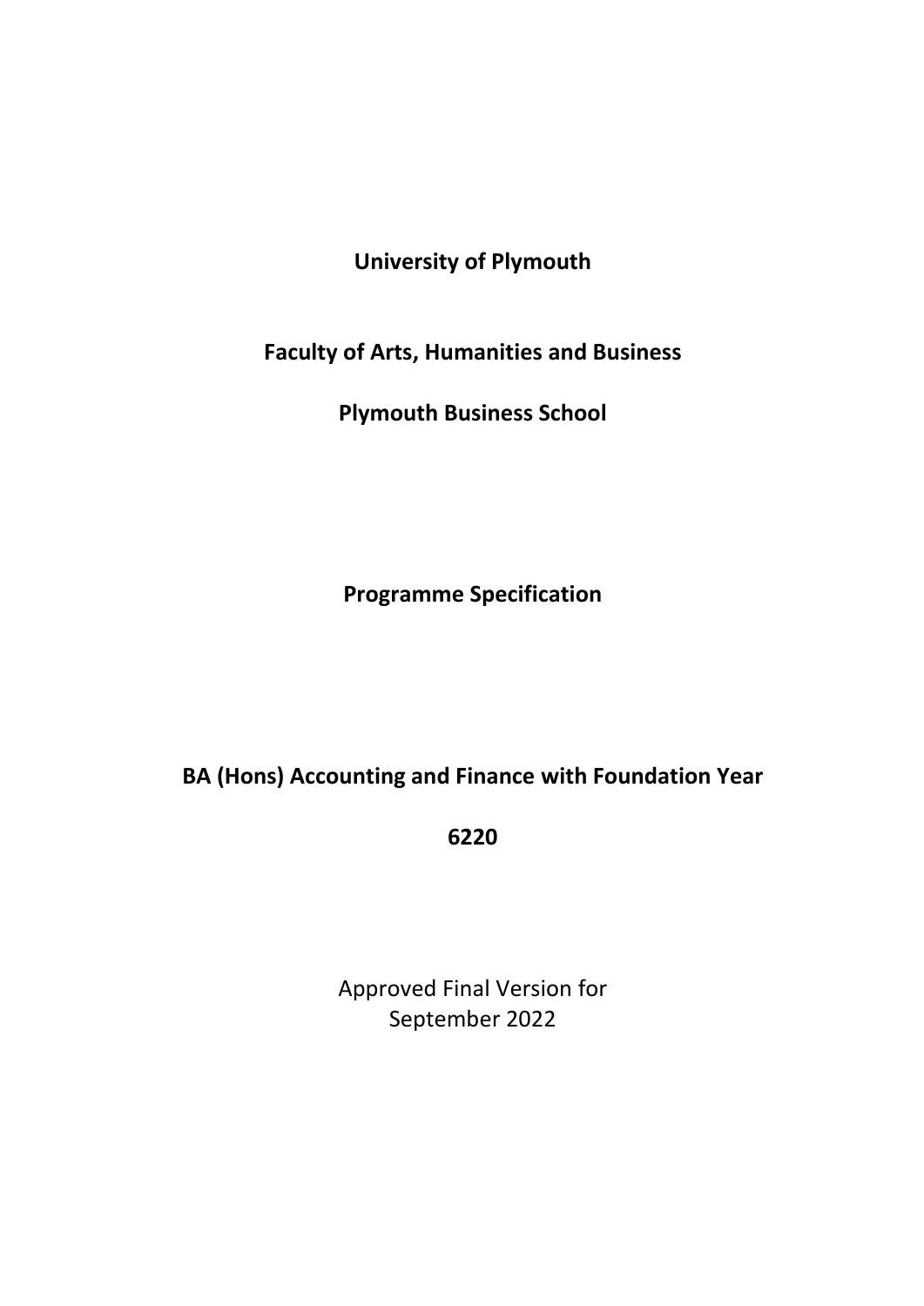**University of Plymouth**

**Faculty of Arts, Humanities and Business**

**Plymouth Business School**

# Programme Specification

# BA (Hons) Accounting and Finance with Foundation Year

**6220**

Approved Final Version for
September 2022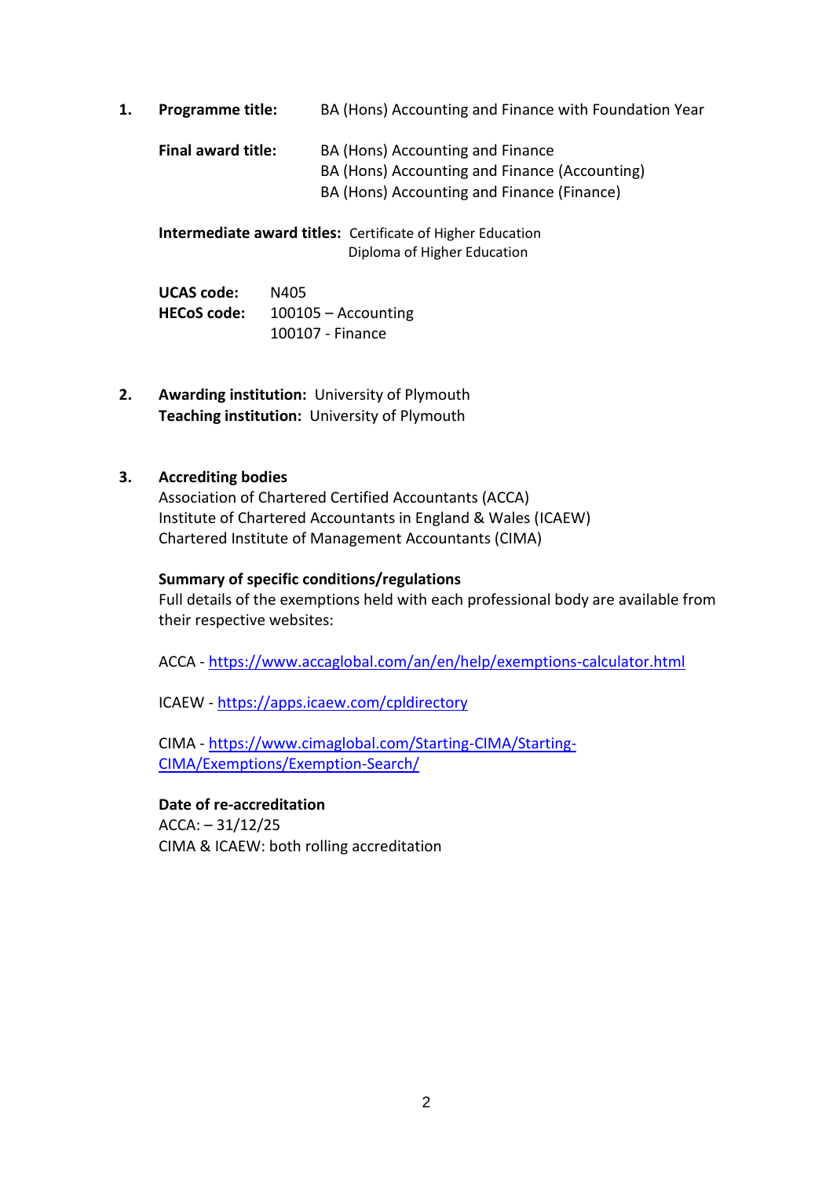1. **Programme title:** BA (Hons) Accounting and Finance with Foundation Year

   **Final award title:** BA (Hons) Accounting and Finance
   BA (Hons) Accounting and Finance (Accounting)
   BA (Hons) Accounting and Finance (Finance)

   **Intermediate award titles:** Certificate of Higher Education
   Diploma of Higher Education

   **UCAS code:** N405
   **HECoS code:** 100105 – Accounting
   100107 - Finance

2. **Awarding institution:** University of Plymouth
   **Teaching institution:** University of Plymouth

3. **Accrediting bodies**
   Association of Chartered Certified Accountants (ACCA)
   Institute of Chartered Accountants in England & Wales (ICAEW)
   Chartered Institute of Management Accountants (CIMA)

   **Summary of specific conditions/regulations**
   Full details of the exemptions held with each professional body are available from their respective websites:

   ACCA - https://www.accaglobal.com/an/en/help/exemptions-calculator.html

   ICAEW - https://apps.icaew.com/cpldirectory

   CIMA - https://www.cimaglobal.com/Starting-CIMA/Starting-CIMA/Exemptions/Exemption-Search/

   **Date of re-accreditation**
   ACCA: – 31/12/25
   CIMA & ICAEW: both rolling accreditation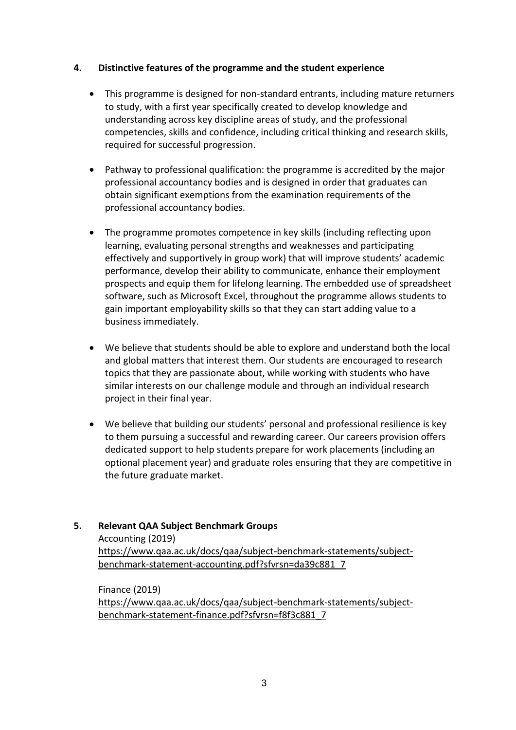## 4. Distinctive features of the programme and the student experience

- This programme is designed for non-standard entrants, including mature returners to study, with a first year specifically created to develop knowledge and understanding across key discipline areas of study, and the professional competencies, skills and confidence, including critical thinking and research skills, required for successful progression.

- Pathway to professional qualification: the programme is accredited by the major professional accountancy bodies and is designed in order that graduates can obtain significant exemptions from the examination requirements of the professional accountancy bodies.

- The programme promotes competence in key skills (including reflecting upon learning, evaluating personal strengths and weaknesses and participating effectively and supportively in group work) that will improve students' academic performance, develop their ability to communicate, enhance their employment prospects and equip them for lifelong learning. The embedded use of spreadsheet software, such as Microsoft Excel, throughout the programme allows students to gain important employability skills so that they can start adding value to a business immediately.

- We believe that students should be able to explore and understand both the local and global matters that interest them. Our students are encouraged to research topics that they are passionate about, while working with students who have similar interests on our challenge module and through an individual research project in their final year.

- We believe that building our students' personal and professional resilience is key to them pursuing a successful and rewarding career. Our careers provision offers dedicated support to help students prepare for work placements (including an optional placement year) and graduate roles ensuring that they are competitive in the future graduate market.

## 5. Relevant QAA Subject Benchmark Groups

Accounting (2019)
https://www.qaa.ac.uk/docs/qaa/subject-benchmark-statements/subject-benchmark-statement-accounting.pdf?sfvrsn=da39c881_7

Finance (2019)
https://www.qaa.ac.uk/docs/qaa/subject-benchmark-statements/subject-benchmark-statement-finance.pdf?sfvrsn=f8f3c881_7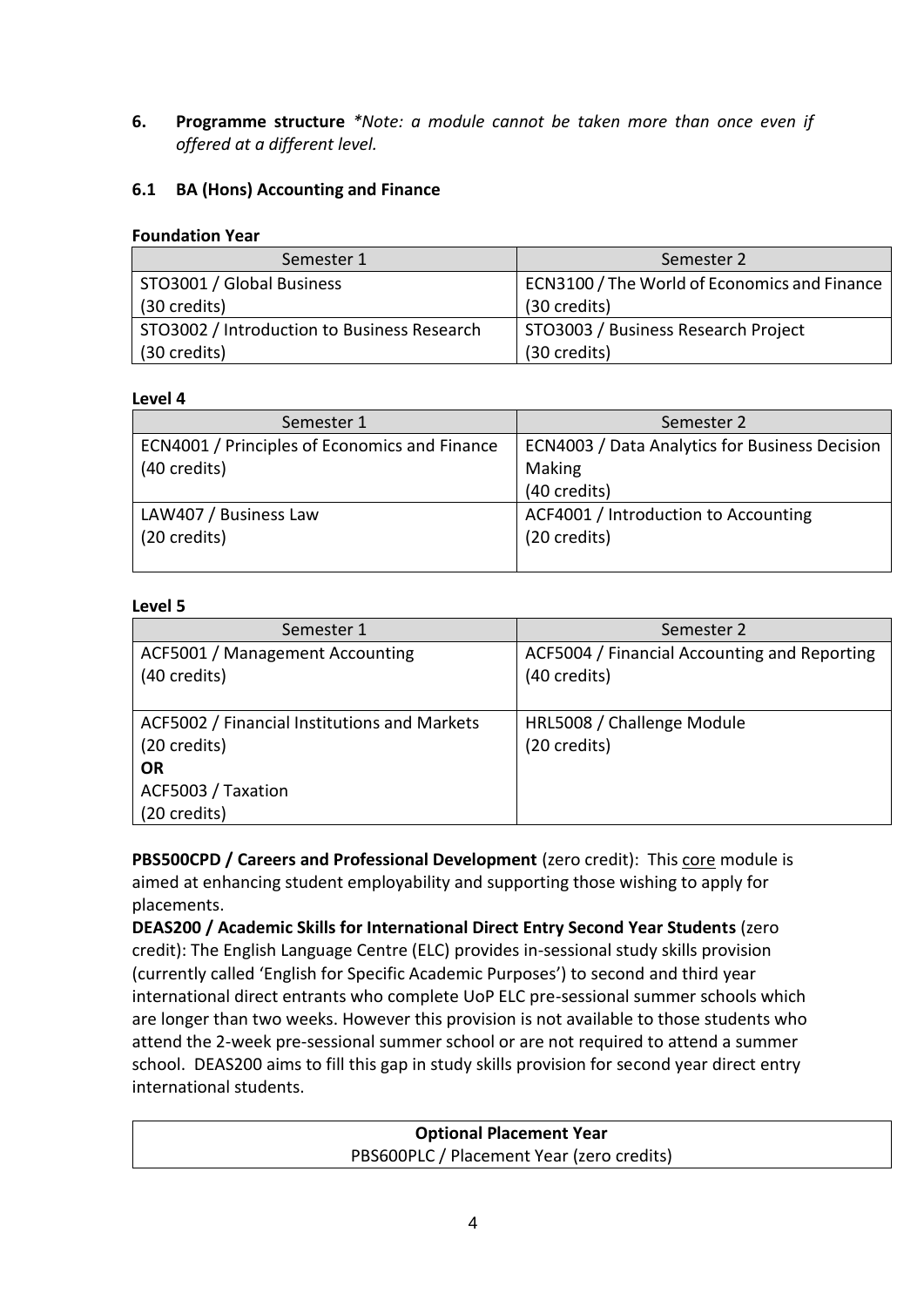## 6. Programme structure *\*Note: a module cannot be taken more than once even if offered at a different level.*

### 6.1 BA (Hons) Accounting and Finance

**Foundation Year**

| Semester 1 | Semester 2 |
| --- | --- |
| STO3001 / Global Business (30 credits) | ECN3100 / The World of Economics and Finance (30 credits) |
| STO3002 / Introduction to Business Research (30 credits) | STO3003 / Business Research Project (30 credits) |

**Level 4**

| Semester 1 | Semester 2 |
| --- | --- |
| ECN4001 / Principles of Economics and Finance (40 credits) | ECN4003 / Data Analytics for Business Decision Making (40 credits) |
| LAW407 / Business Law (20 credits) | ACF4001 / Introduction to Accounting (20 credits) |

**Level 5**

| Semester 1 | Semester 2 |
| --- | --- |
| ACF5001 / Management Accounting (40 credits) | ACF5004 / Financial Accounting and Reporting (40 credits) |
| ACF5002 / Financial Institutions and Markets (20 credits) **OR** ACF5003 / Taxation (20 credits) | HRL5008 / Challenge Module (20 credits) |

**PBS500CPD / Careers and Professional Development** (zero credit): This core module is aimed at enhancing student employability and supporting those wishing to apply for placements.

**DEAS200 / Academic Skills for International Direct Entry Second Year Students** (zero credit): The English Language Centre (ELC) provides in-sessional study skills provision (currently called 'English for Specific Academic Purposes') to second and third year international direct entrants who complete UoP ELC pre-sessional summer schools which are longer than two weeks. However this provision is not available to those students who attend the 2-week pre-sessional summer school or are not required to attend a summer school. DEAS200 aims to fill this gap in study skills provision for second year direct entry international students.

| **Optional Placement Year** |
| --- |
| PBS600PLC / Placement Year (zero credits) |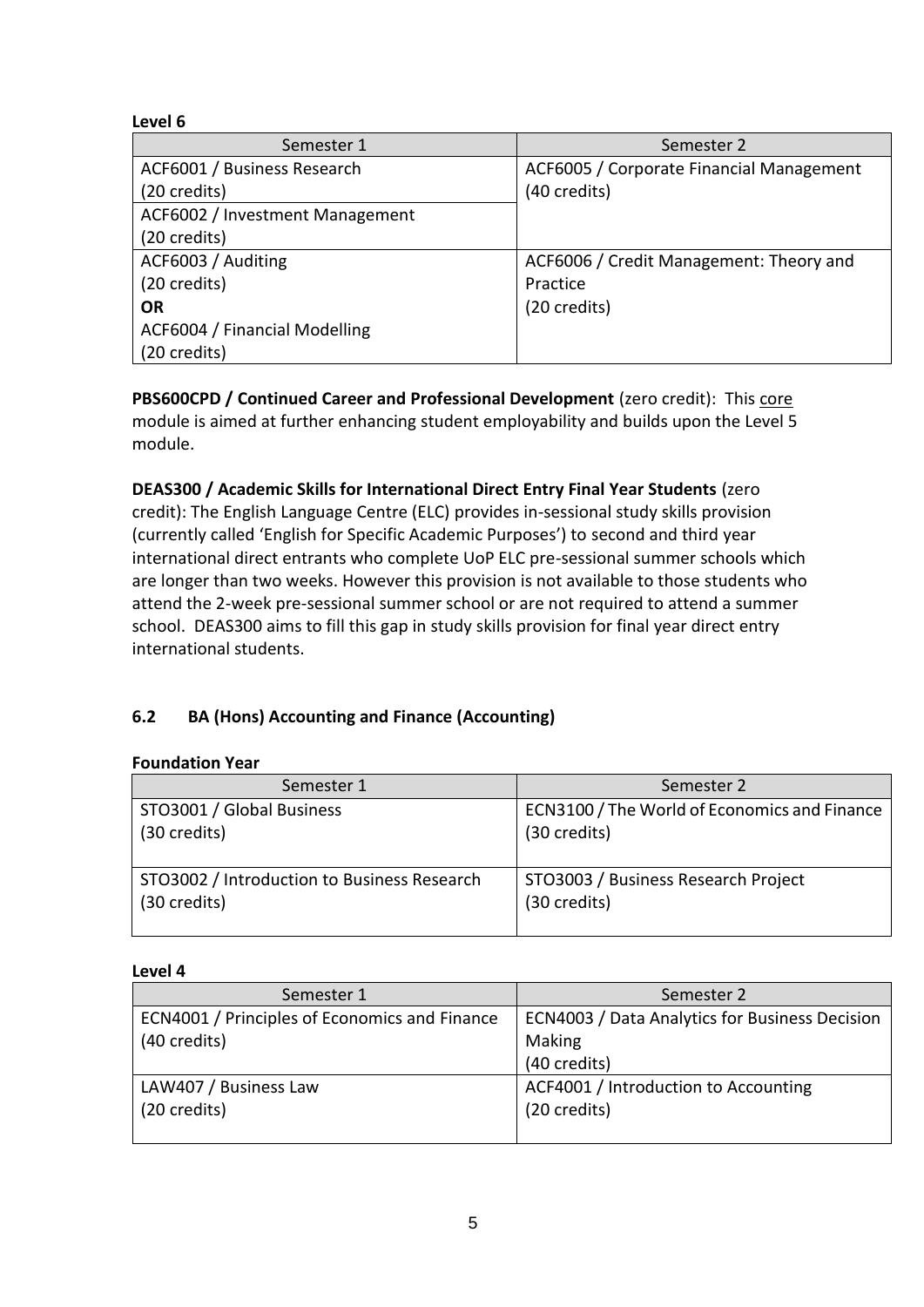**Level 6**

| Semester 1 | Semester 2 |
|---|---|
| ACF6001 / Business Research (20 credits) | ACF6005 / Corporate Financial Management (40 credits) |
| ACF6002 / Investment Management (20 credits) | |
| ACF6003 / Auditing (20 credits) **OR** ACF6004 / Financial Modelling (20 credits) | ACF6006 / Credit Management: Theory and Practice (20 credits) |

**PBS600CPD / Continued Career and Professional Development** (zero credit): This core module is aimed at further enhancing student employability and builds upon the Level 5 module.

**DEAS300 / Academic Skills for International Direct Entry Final Year Students** (zero credit): The English Language Centre (ELC) provides in-sessional study skills provision (currently called 'English for Specific Academic Purposes') to second and third year international direct entrants who complete UoP ELC pre-sessional summer schools which are longer than two weeks. However this provision is not available to those students who attend the 2-week pre-sessional summer school or are not required to attend a summer school. DEAS300 aims to fill this gap in study skills provision for final year direct entry international students.

### 6.2 BA (Hons) Accounting and Finance (Accounting)

**Foundation Year**

| Semester 1 | Semester 2 |
|---|---|
| STO3001 / Global Business (30 credits) | ECN3100 / The World of Economics and Finance (30 credits) |
| STO3002 / Introduction to Business Research (30 credits) | STO3003 / Business Research Project (30 credits) |

**Level 4**

| Semester 1 | Semester 2 |
|---|---|
| ECN4001 / Principles of Economics and Finance (40 credits) | ECN4003 / Data Analytics for Business Decision Making (40 credits) |
| LAW407 / Business Law (20 credits) | ACF4001 / Introduction to Accounting (20 credits) |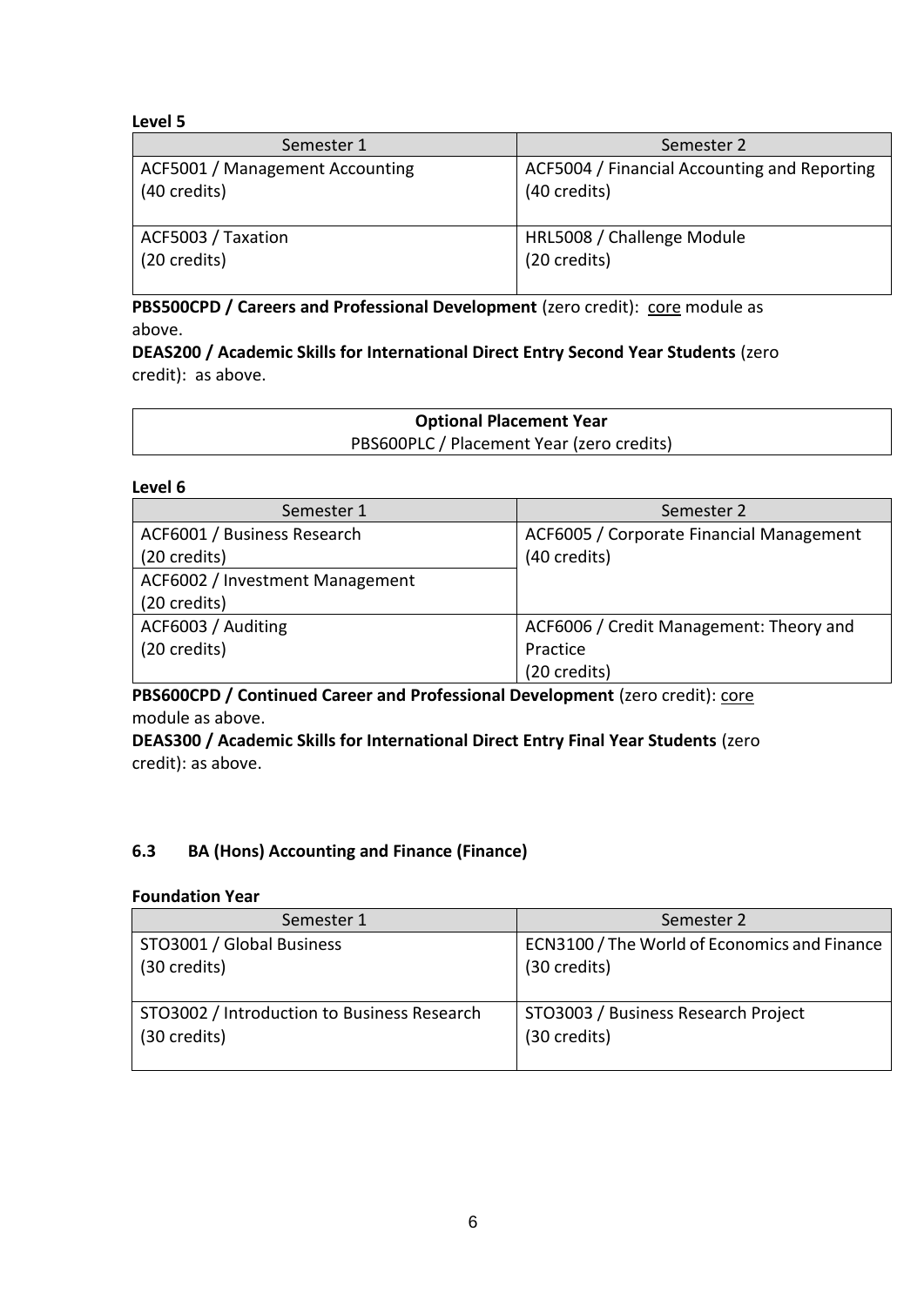**Level 5**

| Semester 1 | Semester 2 |
|---|---|
| ACF5001 / Management Accounting (40 credits) | ACF5004 / Financial Accounting and Reporting (40 credits) |
| ACF5003 / Taxation (20 credits) | HRL5008 / Challenge Module (20 credits) |

**PBS500CPD / Careers and Professional Development** (zero credit): core module as above.

**DEAS200 / Academic Skills for International Direct Entry Second Year Students** (zero credit): as above.

| **Optional Placement Year** |
|---|
| PBS600PLC / Placement Year (zero credits) |

**Level 6**

| Semester 1 | Semester 2 |
|---|---|
| ACF6001 / Business Research (20 credits) | ACF6005 / Corporate Financial Management (40 credits) |
| ACF6002 / Investment Management (20 credits) | |
| ACF6003 / Auditing (20 credits) | ACF6006 / Credit Management: Theory and Practice (20 credits) |

**PBS600CPD / Continued Career and Professional Development** (zero credit): core module as above.

**DEAS300 / Academic Skills for International Direct Entry Final Year Students** (zero credit): as above.

### 6.3 BA (Hons) Accounting and Finance (Finance)

**Foundation Year**

| Semester 1 | Semester 2 |
|---|---|
| STO3001 / Global Business (30 credits) | ECN3100 / The World of Economics and Finance (30 credits) |
| STO3002 / Introduction to Business Research (30 credits) | STO3003 / Business Research Project (30 credits) |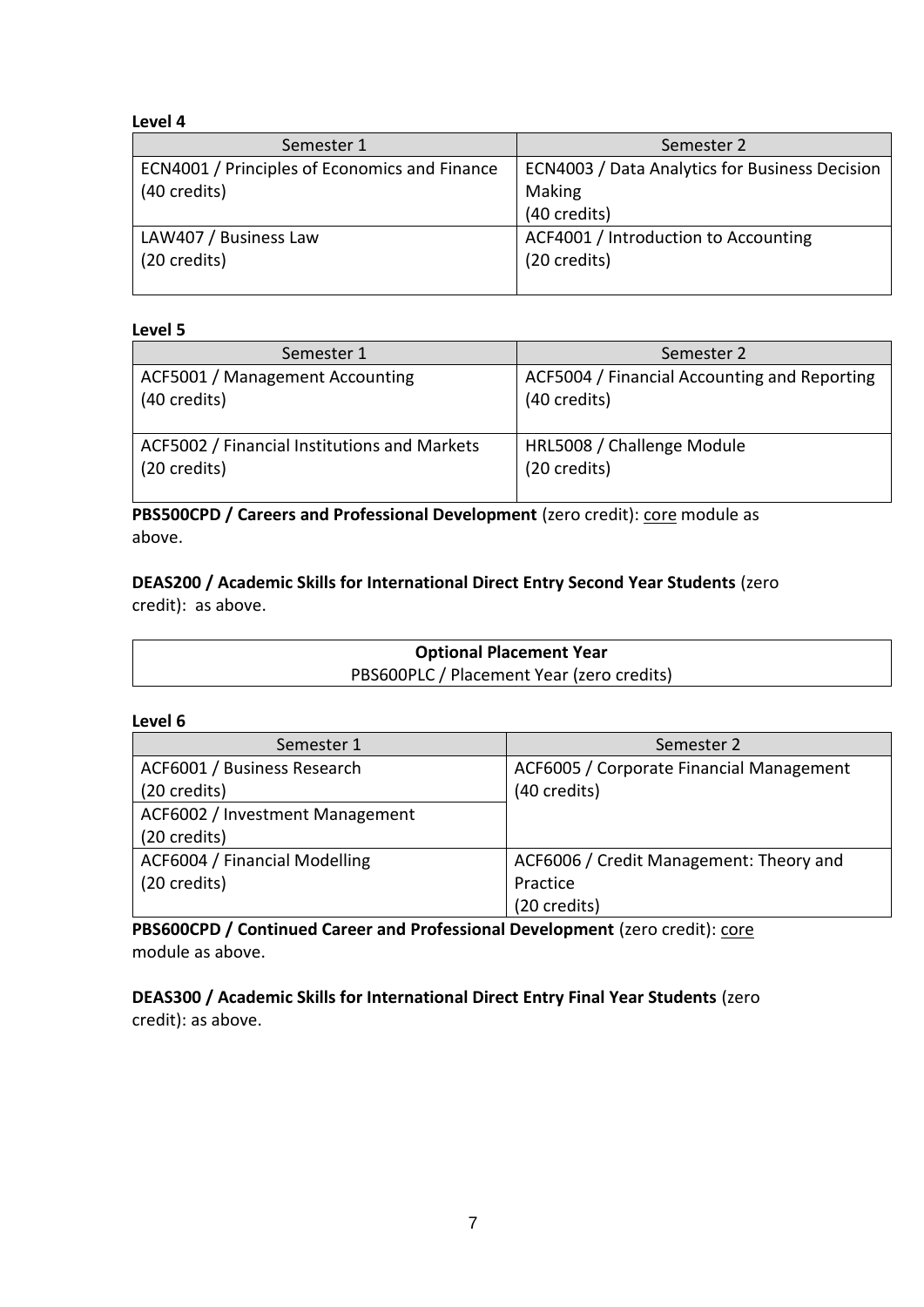**Level 4**

| Semester 1 | Semester 2 |
| --- | --- |
| ECN4001 / Principles of Economics and Finance (40 credits) | ECN4003 / Data Analytics for Business Decision Making (40 credits) |
| LAW407 / Business Law (20 credits) | ACF4001 / Introduction to Accounting (20 credits) |

**Level 5**

| Semester 1 | Semester 2 |
| --- | --- |
| ACF5001 / Management Accounting (40 credits) | ACF5004 / Financial Accounting and Reporting (40 credits) |
| ACF5002 / Financial Institutions and Markets (20 credits) | HRL5008 / Challenge Module (20 credits) |

**PBS500CPD / Careers and Professional Development** (zero credit): core module as above.

**DEAS200 / Academic Skills for International Direct Entry Second Year Students** (zero credit): as above.

| Optional Placement Year |
| --- |
| PBS600PLC / Placement Year (zero credits) |

**Level 6**

| Semester 1 | Semester 2 |
| --- | --- |
| ACF6001 / Business Research (20 credits) | ACF6005 / Corporate Financial Management (40 credits) |
| ACF6002 / Investment Management (20 credits) | |
| ACF6004 / Financial Modelling (20 credits) | ACF6006 / Credit Management: Theory and Practice (20 credits) |

**PBS600CPD / Continued Career and Professional Development** (zero credit): core module as above.

**DEAS300 / Academic Skills for International Direct Entry Final Year Students** (zero credit): as above.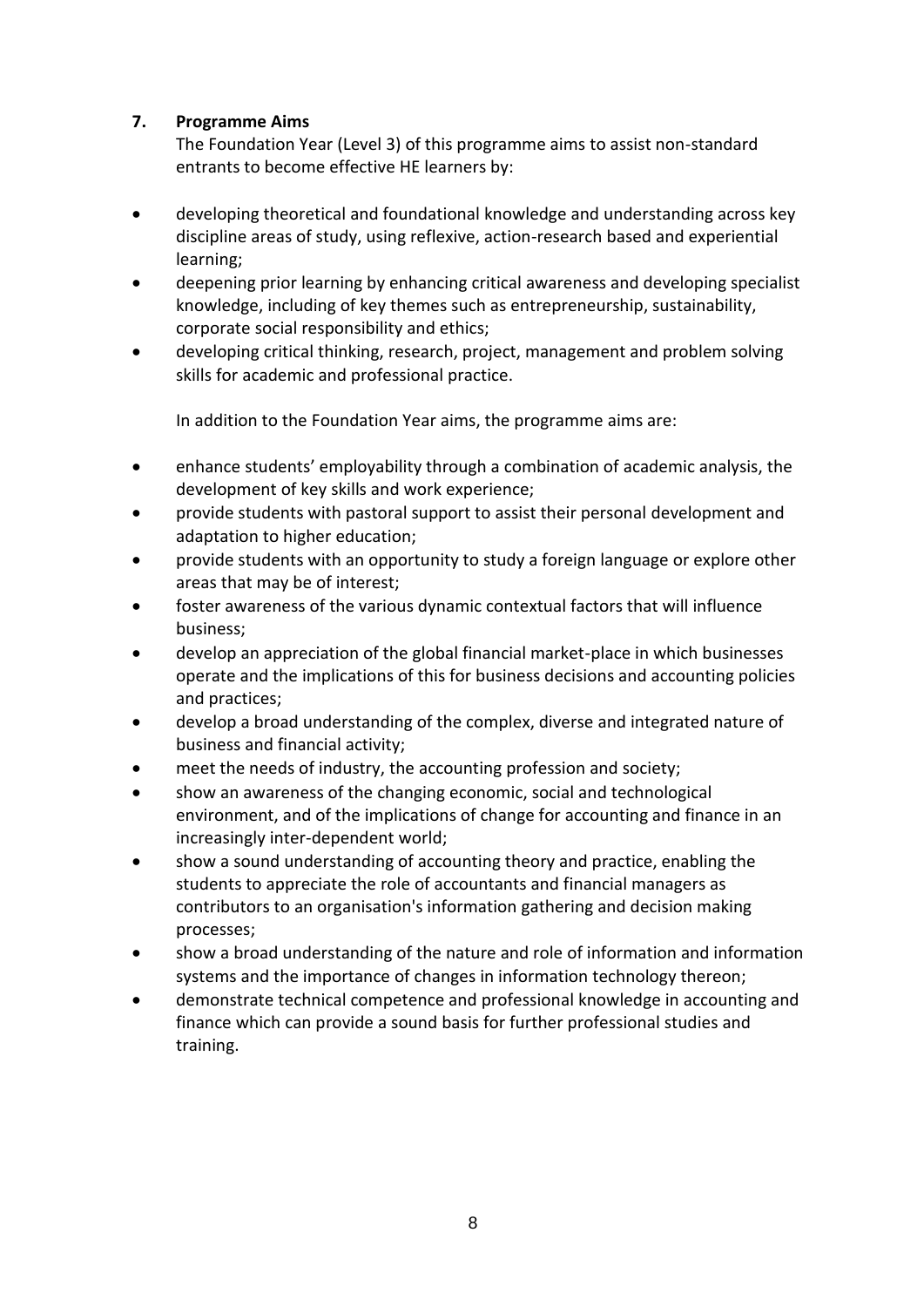## 7. Programme Aims

The Foundation Year (Level 3) of this programme aims to assist non-standard entrants to become effective HE learners by:

- developing theoretical and foundational knowledge and understanding across key discipline areas of study, using reflexive, action-research based and experiential learning;
- deepening prior learning by enhancing critical awareness and developing specialist knowledge, including of key themes such as entrepreneurship, sustainability, corporate social responsibility and ethics;
- developing critical thinking, research, project, management and problem solving skills for academic and professional practice.

In addition to the Foundation Year aims, the programme aims are:

- enhance students' employability through a combination of academic analysis, the development of key skills and work experience;
- provide students with pastoral support to assist their personal development and adaptation to higher education;
- provide students with an opportunity to study a foreign language or explore other areas that may be of interest;
- foster awareness of the various dynamic contextual factors that will influence business;
- develop an appreciation of the global financial market-place in which businesses operate and the implications of this for business decisions and accounting policies and practices;
- develop a broad understanding of the complex, diverse and integrated nature of business and financial activity;
- meet the needs of industry, the accounting profession and society;
- show an awareness of the changing economic, social and technological environment, and of the implications of change for accounting and finance in an increasingly inter-dependent world;
- show a sound understanding of accounting theory and practice, enabling the students to appreciate the role of accountants and financial managers as contributors to an organisation's information gathering and decision making processes;
- show a broad understanding of the nature and role of information and information systems and the importance of changes in information technology thereon;
- demonstrate technical competence and professional knowledge in accounting and finance which can provide a sound basis for further professional studies and training.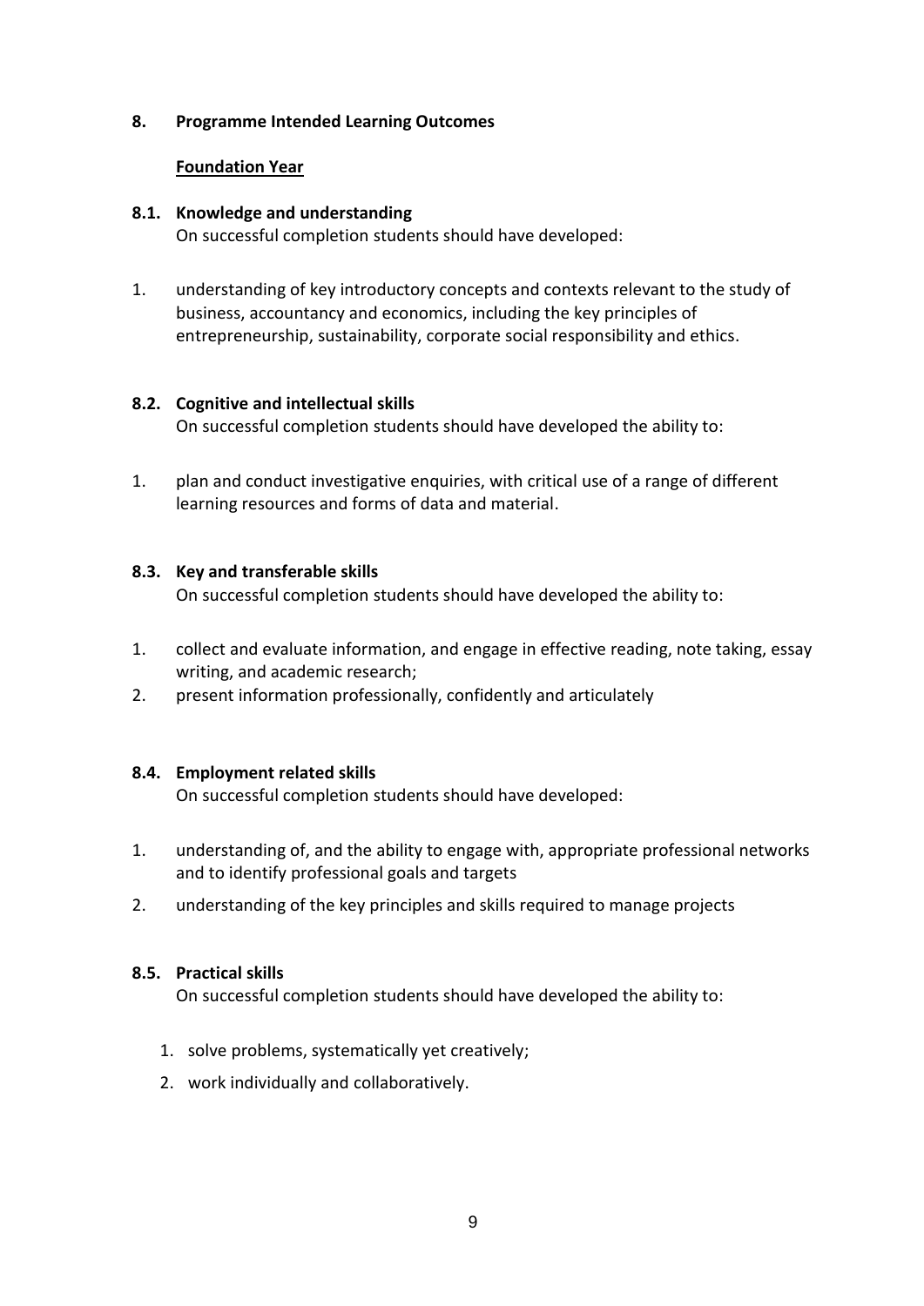## 8. Programme Intended Learning Outcomes

**Foundation Year**

### 8.1. Knowledge and understanding

On successful completion students should have developed:

1. understanding of key introductory concepts and contexts relevant to the study of business, accountancy and economics, including the key principles of entrepreneurship, sustainability, corporate social responsibility and ethics.

### 8.2. Cognitive and intellectual skills

On successful completion students should have developed the ability to:

1. plan and conduct investigative enquiries, with critical use of a range of different learning resources and forms of data and material.

### 8.3. Key and transferable skills

On successful completion students should have developed the ability to:

1. collect and evaluate information, and engage in effective reading, note taking, essay writing, and academic research;
2. present information professionally, confidently and articulately

### 8.4. Employment related skills

On successful completion students should have developed:

1. understanding of, and the ability to engage with, appropriate professional networks and to identify professional goals and targets
2. understanding of the key principles and skills required to manage projects

### 8.5. Practical skills

On successful completion students should have developed the ability to:

1. solve problems, systematically yet creatively;
2. work individually and collaboratively.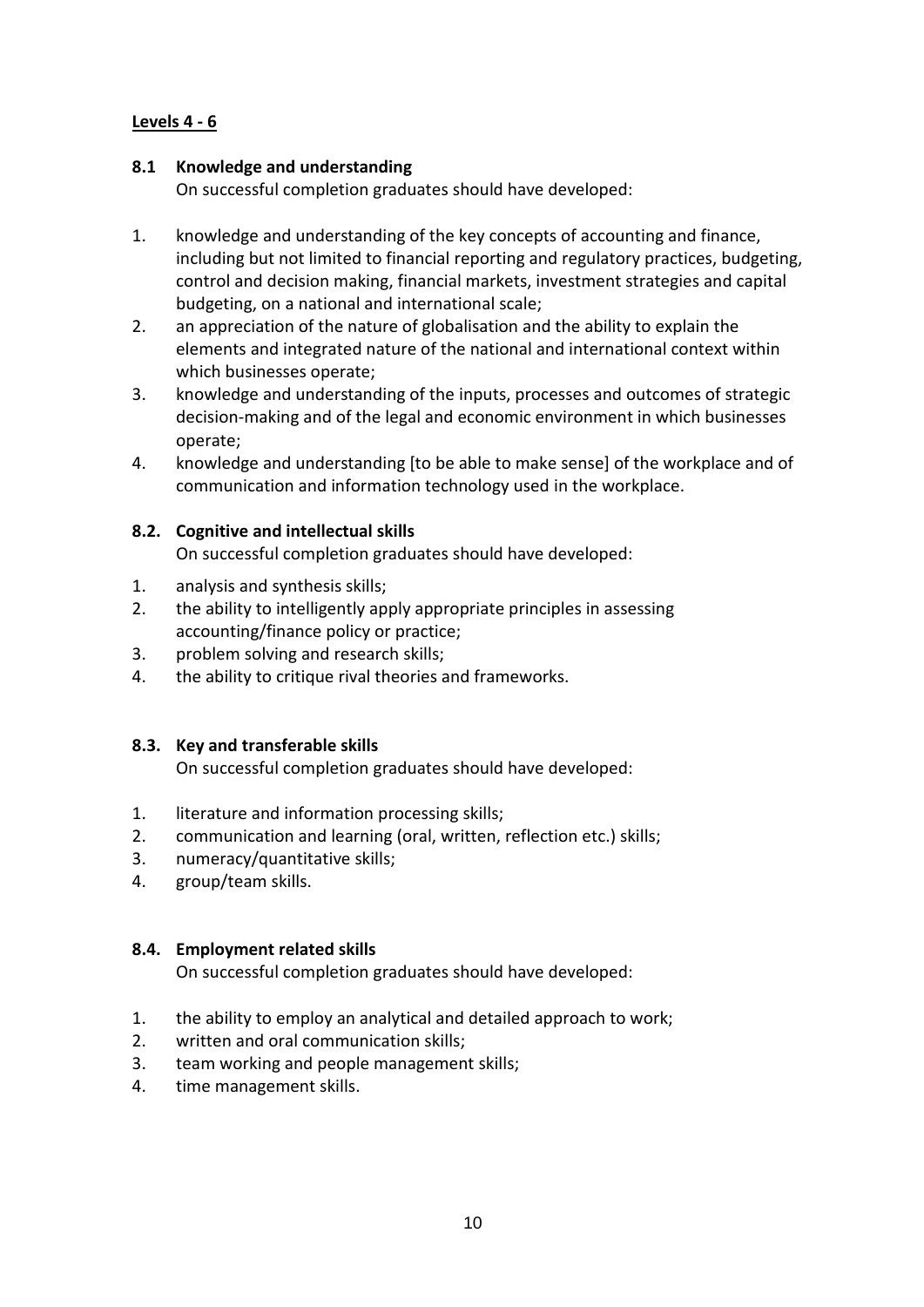**Levels 4 - 6**

## 8.1 Knowledge and understanding

On successful completion graduates should have developed:

1. knowledge and understanding of the key concepts of accounting and finance, including but not limited to financial reporting and regulatory practices, budgeting, control and decision making, financial markets, investment strategies and capital budgeting, on a national and international scale;
2. an appreciation of the nature of globalisation and the ability to explain the elements and integrated nature of the national and international context within which businesses operate;
3. knowledge and understanding of the inputs, processes and outcomes of strategic decision-making and of the legal and economic environment in which businesses operate;
4. knowledge and understanding [to be able to make sense] of the workplace and of communication and information technology used in the workplace.

## 8.2. Cognitive and intellectual skills

On successful completion graduates should have developed:

1. analysis and synthesis skills;
2. the ability to intelligently apply appropriate principles in assessing accounting/finance policy or practice;
3. problem solving and research skills;
4. the ability to critique rival theories and frameworks.

## 8.3. Key and transferable skills

On successful completion graduates should have developed:

1. literature and information processing skills;
2. communication and learning (oral, written, reflection etc.) skills;
3. numeracy/quantitative skills;
4. group/team skills.

## 8.4. Employment related skills

On successful completion graduates should have developed:

1. the ability to employ an analytical and detailed approach to work;
2. written and oral communication skills;
3. team working and people management skills;
4. time management skills.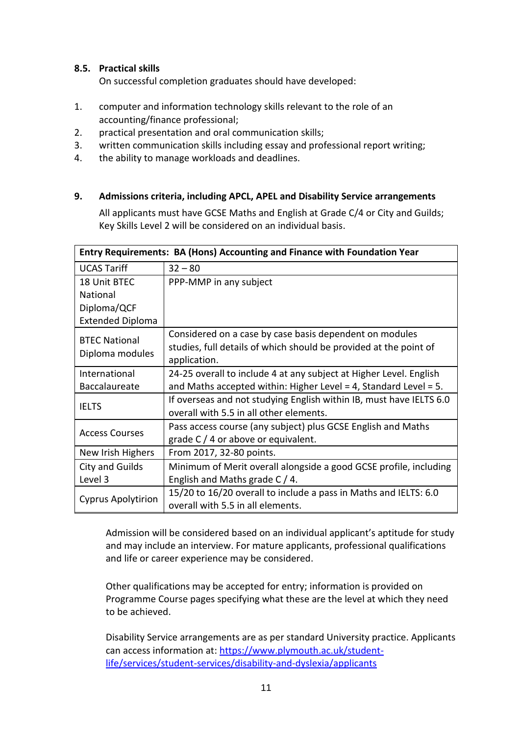### 8.5. Practical skills

On successful completion graduates should have developed:

1. computer and information technology skills relevant to the role of an accounting/finance professional;
2. practical presentation and oral communication skills;
3. written communication skills including essay and professional report writing;
4. the ability to manage workloads and deadlines.

## 9. Admissions criteria, including APCL, APEL and Disability Service arrangements

All applicants must have GCSE Maths and English at Grade C/4 or City and Guilds; Key Skills Level 2 will be considered on an individual basis.

| Entry Requirements: BA (Hons) Accounting and Finance with Foundation Year | |
|---|---|
| UCAS Tariff | 32 – 80 |
| 18 Unit BTEC National Diploma/QCF Extended Diploma | PPP-MMP in any subject |
| BTEC National Diploma modules | Considered on a case by case basis dependent on modules studies, full details of which should be provided at the point of application. |
| International Baccalaureate | 24-25 overall to include 4 at any subject at Higher Level. English and Maths accepted within: Higher Level = 4, Standard Level = 5. |
| IELTS | If overseas and not studying English within IB, must have IELTS 6.0 overall with 5.5 in all other elements. |
| Access Courses | Pass access course (any subject) plus GCSE English and Maths grade C / 4 or above or equivalent. |
| New Irish Highers | From 2017, 32-80 points. |
| City and Guilds Level 3 | Minimum of Merit overall alongside a good GCSE profile, including English and Maths grade C / 4. |
| Cyprus Apolytirion | 15/20 to 16/20 overall to include a pass in Maths and IELTS: 6.0 overall with 5.5 in all elements. |

Admission will be considered based on an individual applicant's aptitude for study and may include an interview. For mature applicants, professional qualifications and life or career experience may be considered.

Other qualifications may be accepted for entry; information is provided on Programme Course pages specifying what these are the level at which they need to be achieved.

Disability Service arrangements are as per standard University practice. Applicants can access information at: [https://www.plymouth.ac.uk/student-life/services/student-services/disability-and-dyslexia/applicants](https://www.plymouth.ac.uk/student-life/services/student-services/disability-and-dyslexia/applicants)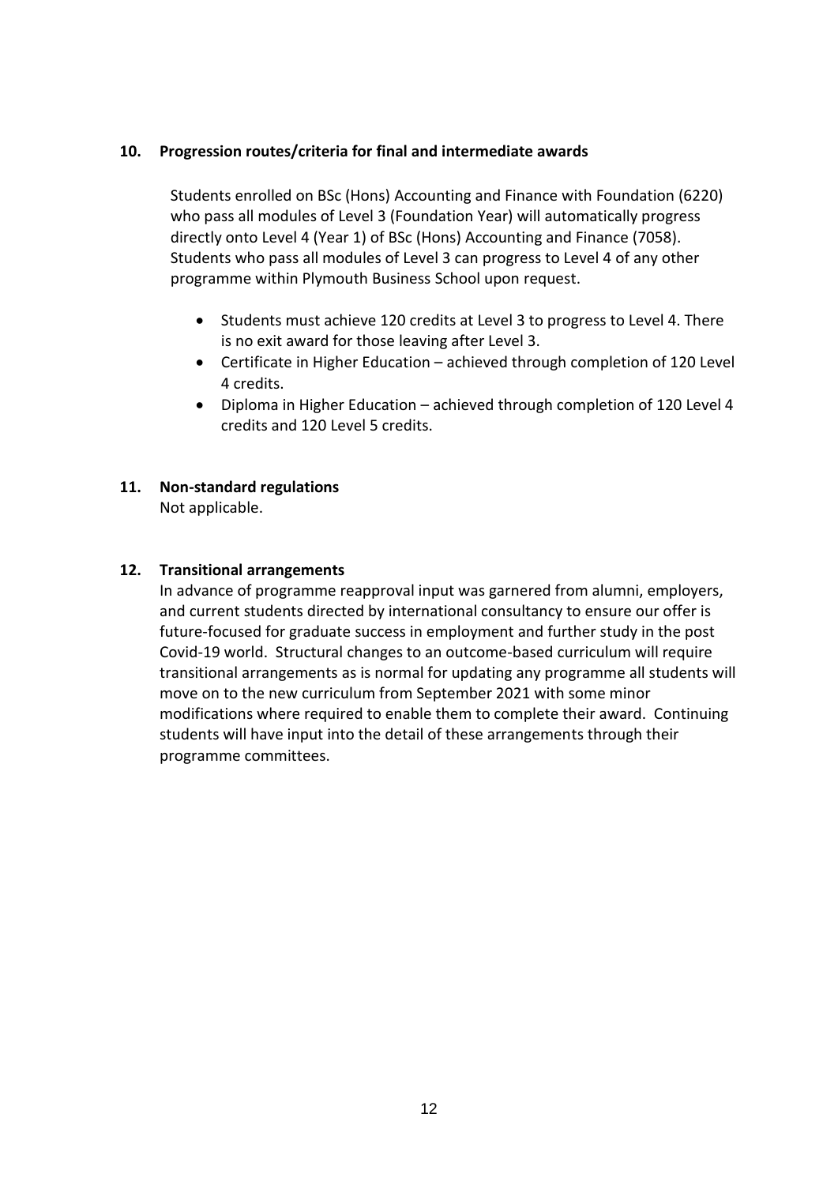## 10. Progression routes/criteria for final and intermediate awards

Students enrolled on BSc (Hons) Accounting and Finance with Foundation (6220) who pass all modules of Level 3 (Foundation Year) will automatically progress directly onto Level 4 (Year 1) of BSc (Hons) Accounting and Finance (7058). Students who pass all modules of Level 3 can progress to Level 4 of any other programme within Plymouth Business School upon request.

- Students must achieve 120 credits at Level 3 to progress to Level 4. There is no exit award for those leaving after Level 3.
- Certificate in Higher Education – achieved through completion of 120 Level 4 credits.
- Diploma in Higher Education – achieved through completion of 120 Level 4 credits and 120 Level 5 credits.

## 11. Non-standard regulations

Not applicable.

## 12. Transitional arrangements

In advance of programme reapproval input was garnered from alumni, employers, and current students directed by international consultancy to ensure our offer is future-focused for graduate success in employment and further study in the post Covid-19 world. Structural changes to an outcome-based curriculum will require transitional arrangements as is normal for updating any programme all students will move on to the new curriculum from September 2021 with some minor modifications where required to enable them to complete their award. Continuing students will have input into the detail of these arrangements through their programme committees.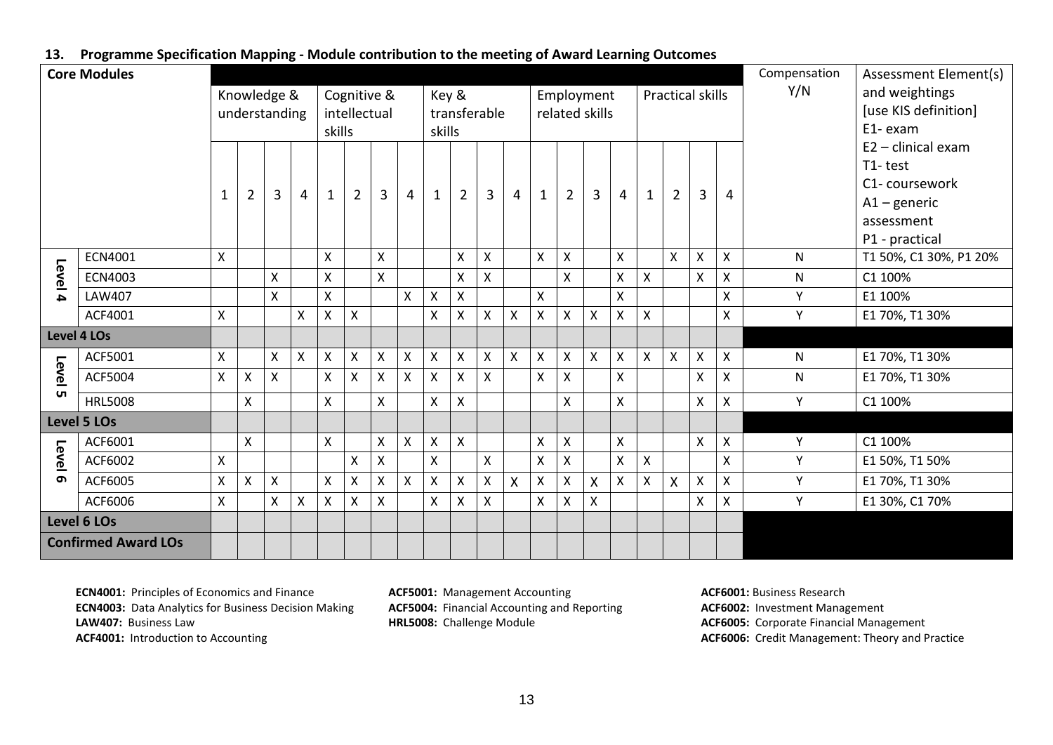### 13. Programme Specification Mapping - Module contribution to the meeting of Award Learning Outcomes

| Core Modules | | Knowledge & understanding | | | | Cognitive & intellectual skills | | | | Key & transferable skills | | | | Employment related skills | | | | Practical skills | | | | Compensation Y/N | Assessment Element(s) and weightings [use KIS definition] E1- exam E2 – clinical exam T1- test C1- coursework A1 – generic assessment P1 - practical |
|---|---|---|---|---|---|---|---|---|---|---|---|---|---|---|---|---|---|---|---|---|---|---|---|
| | | 1 | 2 | 3 | 4 | 1 | 2 | 3 | 4 | 1 | 2 | 3 | 4 | 1 | 2 | 3 | 4 | 1 | 2 | 3 | 4 | | |
| Level 4 | ECN4001 | X | | | | X | | X | | | X | X | | X | X | | X | | X | X | X | N | T1 50%, C1 30%, P1 20% |
| | ECN4003 | | | X | | X | | X | | | X | X | | | X | | X | X | | X | X | N | C1 100% |
| | LAW407 | | | X | | X | | | X | X | X | | | X | | | X | | | | X | Y | E1 100% |
| | ACF4001 | X | | | X | X | X | | | X | X | X | X | X | X | X | X | X | | | X | Y | E1 70%, T1 30% |
| Level 4 LOs | | | | | | | | | | | | | | | | | | | | | | | |
| Level 5 | ACF5001 | X | | X | X | X | X | X | X | X | X | X | X | X | X | X | X | X | X | X | X | N | E1 70%, T1 30% |
| | ACF5004 | X | X | X | | X | X | X | X | X | X | X | | X | X | | X | | | X | X | N | E1 70%, T1 30% |
| | HRL5008 | | X | | | X | | X | | X | X | | | | X | | X | | | X | X | Y | C1 100% |
| Level 5 LOs | | | | | | | | | | | | | | | | | | | | | | | |
| Level 6 | ACF6001 | | X | | | X | | X | X | X | X | | | X | X | | X | | | X | X | Y | C1 100% |
| | ACF6002 | X | | | | | X | X | | X | | X | | X | X | | X | X | | | X | Y | E1 50%, T1 50% |
| | ACF6005 | X | X | X | | X | X | X | X | X | X | X | X | X | X | X | X | X | X | X | X | Y | E1 70%, T1 30% |
| | ACF6006 | X | | X | X | X | X | X | | X | X | X | | X | X | X | | | | X | X | Y | E1 30%, C1 70% |
| Level 6 LOs | | | | | | | | | | | | | | | | | | | | | | | |
| Confirmed Award LOs | | | | | | | | | | | | | | | | | | | | | | | |

**ECN4001:** Principles of Economics and Finance
**ECN4003:** Data Analytics for Business Decision Making
**LAW407:** Business Law
**ACF4001:** Introduction to Accounting

**ACF5001:** Management Accounting
**ACF5004:** Financial Accounting and Reporting
**HRL5008:** Challenge Module

**ACF6001:** Business Research
**ACF6002:** Investment Management
**ACF6005:** Corporate Financial Management
**ACF6006:** Credit Management: Theory and Practice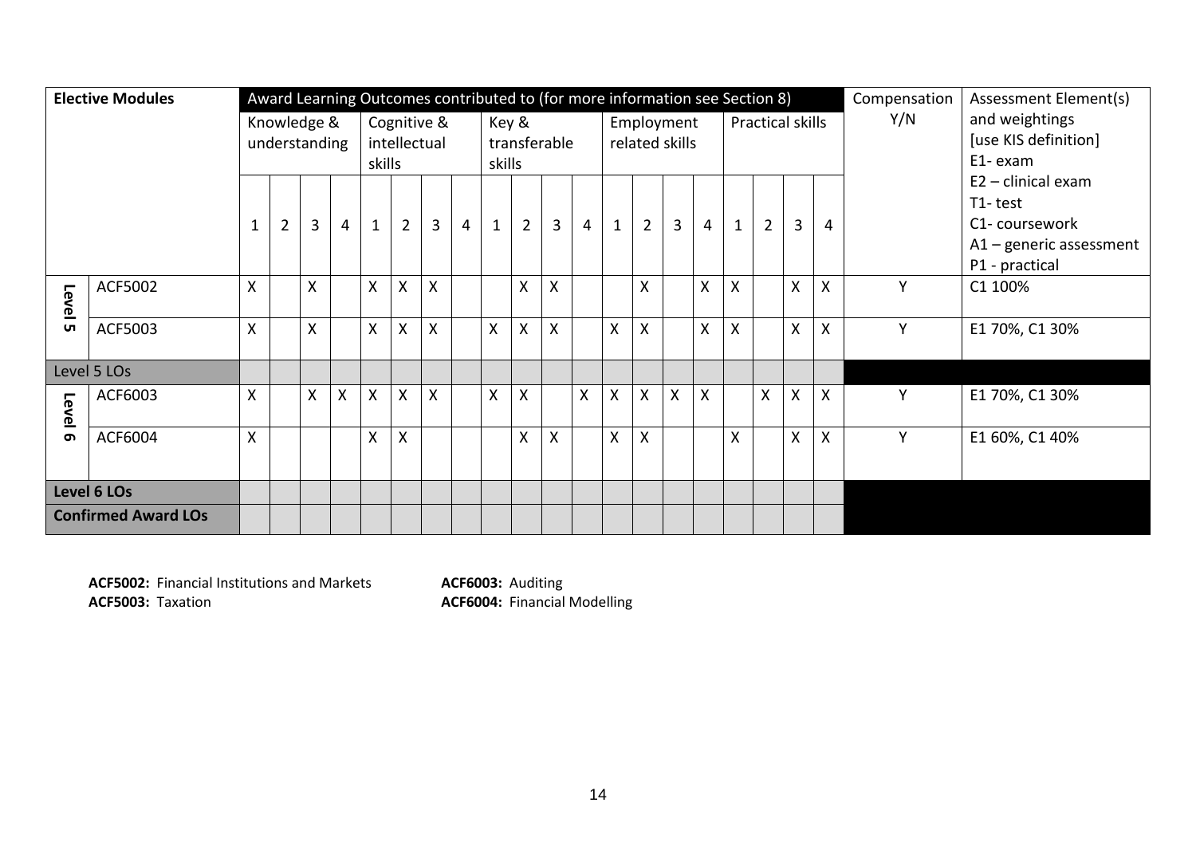| Elective Modules | | Award Learning Outcomes contributed to (for more information see Section 8) | | | | | | | | | | | | | | | | | | | | Compensation Y/N | Assessment Element(s) and weightings [use KIS definition] E1- exam E2 – clinical exam T1- test C1- coursework A1 – generic assessment P1 - practical |
|---|---|---|---|---|---|---|---|---|---|---|---|---|---|---|---|---|---|---|---|---|---|---|---|
| | | Knowledge & understanding | | | | Cognitive & intellectual skills | | | | Key & transferable skills | | | | Employment related skills | | | | Practical skills | | | | | |
| | | 1 | 2 | 3 | 4 | 1 | 2 | 3 | 4 | 1 | 2 | 3 | 4 | 1 | 2 | 3 | 4 | 1 | 2 | 3 | 4 | | |
| Level 5 | ACF5002 | X | | X | | X | X | X | | | X | X | | | X | | X | X | | X | X | Y | C1 100% |
| | ACF5003 | X | | X | | X | X | X | | X | X | X | | X | X | | X | X | | X | X | Y | E1 70%, C1 30% |
| Level 5 LOs | | | | | | | | | | | | | | | | | | | | | | | |
| Level 6 | ACF6003 | X | | X | X | X | X | X | | X | X | | X | X | X | X | X | | X | X | X | Y | E1 70%, C1 30% |
| | ACF6004 | X | | | | X | X | | | | X | X | | X | X | | | X | | X | X | Y | E1 60%, C1 40% |
| **Level 6 LOs** | | | | | | | | | | | | | | | | | | | | | | | |
| **Confirmed Award LOs** | | | | | | | | | | | | | | | | | | | | | | | |

**ACF5002:** Financial Institutions and Markets
**ACF5003:** Taxation
**ACF6003:** Auditing
**ACF6004:** Financial Modelling